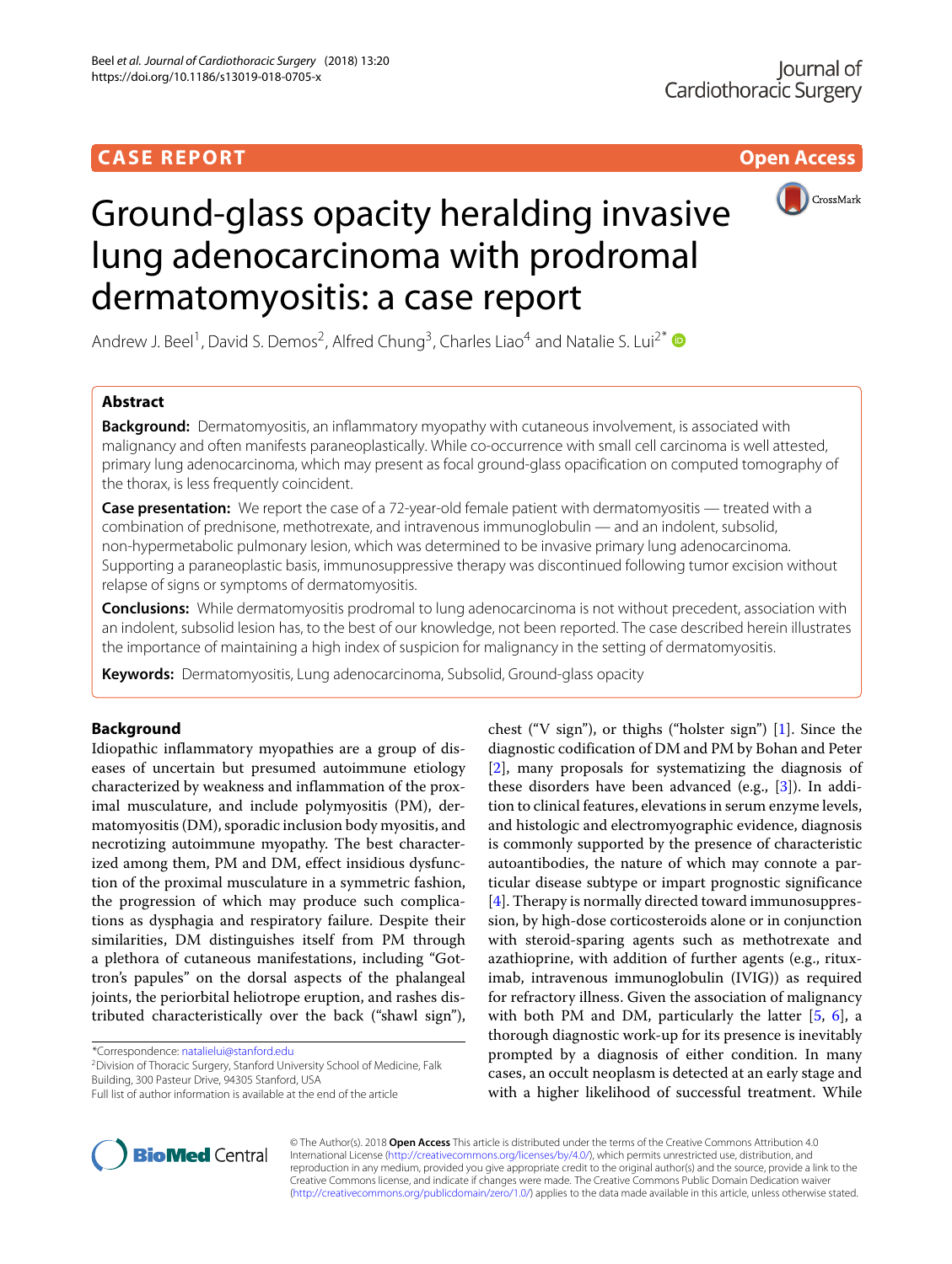CASE REPORT | Open Access

# Ground-glass opacity heralding invasive lung adenocarcinoma with prodromal dermatomyositis: a case report

Andrew J. Beel[1], David S. Demos[2], Alfred Chung[3], Charles Liao[4] and Natalie S. Lui[2*]

## Abstract

**Background:** Dermatomyositis, an inflammatory myopathy with cutaneous involvement, is associated with malignancy and often manifests paraneoplastically. While co-occurrence with small cell carcinoma is well attested, primary lung adenocarcinoma, which may present as focal ground-glass opacification on computed tomography of the thorax, is less frequently coincident.

**Case presentation:** We report the case of a 72-year-old female patient with dermatomyositis — treated with a combination of prednisone, methotrexate, and intravenous immunoglobulin — and an indolent, subsolid, non-hypermetabolic pulmonary lesion, which was determined to be invasive primary lung adenocarcinoma. Supporting a paraneoplastic basis, immunosuppressive therapy was discontinued following tumor excision without relapse of signs or symptoms of dermatomyositis.

**Conclusions:** While dermatomyositis prodromal to lung adenocarcinoma is not without precedent, association with an indolent, subsolid lesion has, to the best of our knowledge, not been reported. The case described herein illustrates the importance of maintaining a high index of suspicion for malignancy in the setting of dermatomyositis.

**Keywords:** Dermatomyositis, Lung adenocarcinoma, Subsolid, Ground-glass opacity

## Background

Idiopathic inflammatory myopathies are a group of diseases of uncertain but presumed autoimmune etiology characterized by weakness and inflammation of the proximal musculature, and include polymyositis (PM), dermatomyositis (DM), sporadic inclusion body myositis, and necrotizing autoimmune myopathy. The best characterized among them, PM and DM, effect insidious dysfunction of the proximal musculature in a symmetric fashion, the progression of which may produce such complications as dysphagia and respiratory failure. Despite their similarities, DM distinguishes itself from PM through a plethora of cutaneous manifestations, including "Gottron's papules" on the dorsal aspects of the phalangeal joints, the periorbital heliotrope eruption, and rashes distributed characteristically over the back ("shawl sign"), chest ("V sign"), or thighs ("holster sign") [1]. Since the diagnostic codification of DM and PM by Bohan and Peter [2], many proposals for systematizing the diagnosis of these disorders have been advanced (e.g., [3]). In addition to clinical features, elevations in serum enzyme levels, and histologic and electromyographic evidence, diagnosis is commonly supported by the presence of characteristic autoantibodies, the nature of which may connote a particular disease subtype or impart prognostic significance [4]. Therapy is normally directed toward immunosuppression, by high-dose corticosteroids alone or in conjunction with steroid-sparing agents such as methotrexate and azathioprine, with addition of further agents (e.g., rituximab, intravenous immunoglobulin (IVIG)) as required for refractory illness. Given the association of malignancy with both PM and DM, particularly the latter [5, 6], a thorough diagnostic work-up for its presence is inevitably prompted by a diagnosis of either condition. In many cases, an occult neoplasm is detected at an early stage and with a higher likelihood of successful treatment. While

*Correspondence: natalielui@stanford.edu
[2]Division of Thoracic Surgery, Stanford University School of Medicine, Falk Building, 300 Pasteur Drive, 94305 Stanford, USA
Full list of author information is available at the end of the article

© The Author(s). 2018 **Open Access** This article is distributed under the terms of the Creative Commons Attribution 4.0 International License (http://creativecommons.org/licenses/by/4.0/), which permits unrestricted use, distribution, and reproduction in any medium, provided you give appropriate credit to the original author(s) and the source, provide a link to the Creative Commons license, and indicate if changes were made. The Creative Commons Public Domain Dedication waiver (http://creativecommons.org/publicdomain/zero/1.0/) applies to the data made available in this article, unless otherwise stated.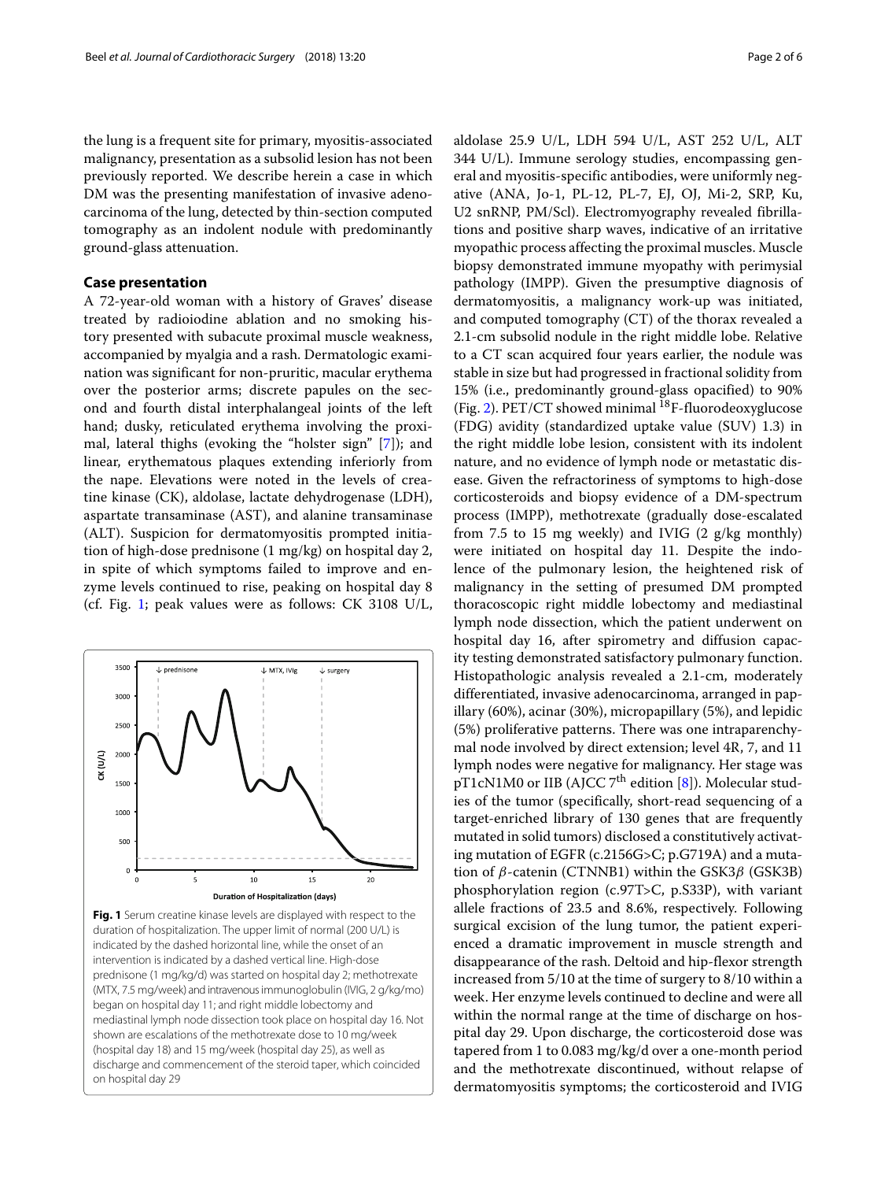the lung is a frequent site for primary, myositis-associated malignancy, presentation as a subsolid lesion has not been previously reported. We describe herein a case in which DM was the presenting manifestation of invasive adenocarcinoma of the lung, detected by thin-section computed tomography as an indolent nodule with predominantly ground-glass attenuation.

## Case presentation

A 72-year-old woman with a history of Graves' disease treated by radioiodine ablation and no smoking history presented with subacute proximal muscle weakness, accompanied by myalgia and a rash. Dermatologic examination was significant for non-pruritic, macular erythema over the posterior arms; discrete papules on the second and fourth distal interphalangeal joints of the left hand; dusky, reticulated erythema involving the proximal, lateral thighs (evoking the "holster sign" [7]); and linear, erythematous plaques extending inferiorly from the nape. Elevations were noted in the levels of creatine kinase (CK), aldolase, lactate dehydrogenase (LDH), aspartate transaminase (AST), and alanine transaminase (ALT). Suspicion for dermatomyositis prompted initiation of high-dose prednisone (1 mg/kg) on hospital day 2, in spite of which symptoms failed to improve and enzyme levels continued to rise, peaking on hospital day 8 (cf. Fig. 1; peak values were as follows: CK 3108 U/L, aldolase 25.9 U/L, LDH 594 U/L, AST 252 U/L, ALT 344 U/L). Immune serology studies, encompassing general and myositis-specific antibodies, were uniformly negative (ANA, Jo-1, PL-12, PL-7, EJ, OJ, Mi-2, SRP, Ku, U2 snRNP, PM/Scl). Electromyography revealed fibrillations and positive sharp waves, indicative of an irritative myopathic process affecting the proximal muscles. Muscle biopsy demonstrated immune myopathy with perimysial pathology (IMPP). Given the presumptive diagnosis of dermatomyositis, a malignancy work-up was initiated, and computed tomography (CT) of the thorax revealed a 2.1-cm subsolid nodule in the right middle lobe. Relative to a CT scan acquired four years earlier, the nodule was stable in size but had progressed in fractional solidity from 15% (i.e., predominantly ground-glass opacified) to 90% (Fig. 2). PET/CT showed minimal $^{18}$F-fluorodeoxyglucose (FDG) avidity (standardized uptake value (SUV) 1.3) in the right middle lobe lesion, consistent with its indolent nature, and no evidence of lymph node or metastatic disease. Given the refractoriness of symptoms to high-dose corticosteroids and biopsy evidence of a DM-spectrum process (IMPP), methotrexate (gradually dose-escalated from 7.5 to 15 mg weekly) and IVIG (2 g/kg monthly) were initiated on hospital day 11. Despite the indolence of the pulmonary lesion, the heightened risk of malignancy in the setting of presumed DM prompted thoracoscopic right middle lobectomy and mediastinal lymph node dissection, which the patient underwent on hospital day 16, after spirometry and diffusion capacity testing demonstrated satisfactory pulmonary function. Histopathologic analysis revealed a 2.1-cm, moderately differentiated, invasive adenocarcinoma, arranged in papillary (60%), acinar (30%), micropapillary (5%), and lepidic (5%) proliferative patterns. There was one intraparenchymal node involved by direct extension; level 4R, 7, and 11 lymph nodes were negative for malignancy. Her stage was pT1cN1M0 or IIB (AJCC 7[th] edition [8]). Molecular studies of the tumor (specifically, short-read sequencing of a target-enriched library of 130 genes that are frequently mutated in solid tumors) disclosed a constitutively activating mutation of EGFR (c.2156G>C; p.G719A) and a mutation of $\beta$-catenin (CTNNB1) within the GSK3$\beta$ (GSK3B) phosphorylation region (c.97T>C, p.S33P), with variant allele fractions of 23.5 and 8.6%, respectively. Following surgical excision of the lung tumor, the patient experienced a dramatic improvement in muscle strength and disappearance of the rash. Deltoid and hip-flexor strength increased from 5/10 at the time of surgery to 8/10 within a week. Her enzyme levels continued to decline and were all within the normal range at the time of discharge on hospital day 29. Upon discharge, the corticosteroid dose was tapered from 1 to 0.083 mg/kg/d over a one-month period and the methotrexate discontinued, without relapse of dermatomyositis symptoms; the corticosteroid and IVIG

**Fig. 1** Serum creatine kinase levels are displayed with respect to the duration of hospitalization. The upper limit of normal (200 U/L) is indicated by the dashed horizontal line, while the onset of an intervention is indicated by a dashed vertical line. High-dose prednisone (1 mg/kg/d) was started on hospital day 2; methotrexate (MTX, 7.5 mg/week) and intravenous immunoglobulin (IVIG, 2 g/kg/mo) began on hospital day 11; and right middle lobectomy and mediastinal lymph node dissection took place on hospital day 16. Not shown are escalations of the methotrexate dose to 10 mg/week (hospital day 18) and 15 mg/week (hospital day 25), as well as discharge and commencement of the steroid taper, which coincided on hospital day 29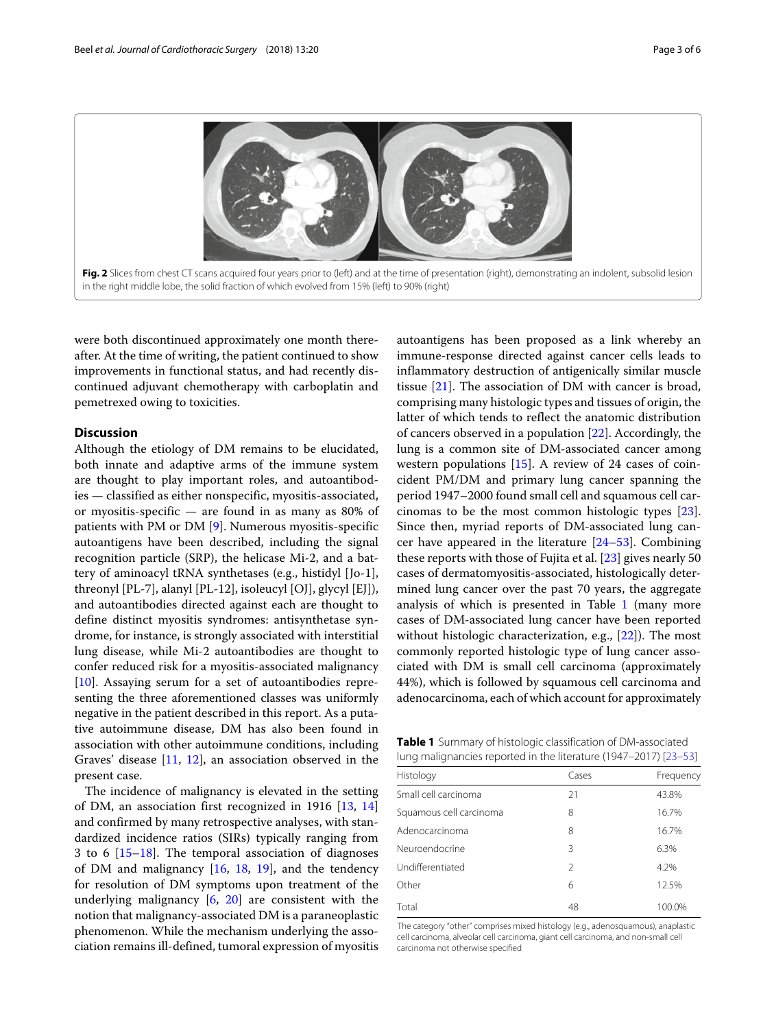Fig. 2 Slices from chest CT scans acquired four years prior to (left) and at the time of presentation (right), demonstrating an indolent, subsolid lesion in the right middle lobe, the solid fraction of which evolved from 15% (left) to 90% (right)

were both discontinued approximately one month thereafter. At the time of writing, the patient continued to show improvements in functional status, and had recently discontinued adjuvant chemotherapy with carboplatin and pemetrexed owing to toxicities.

## Discussion

Although the etiology of DM remains to be elucidated, both innate and adaptive arms of the immune system are thought to play important roles, and autoantibodies — classified as either nonspecific, myositis-associated, or myositis-specific — are found in as many as 80% of patients with PM or DM [9]. Numerous myositis-specific autoantigens have been described, including the signal recognition particle (SRP), the helicase Mi-2, and a battery of aminoacyl tRNA synthetases (e.g., histidyl [Jo-1], threonyl [PL-7], alanyl [PL-12], isoleucyl [OJ], glycyl [EJ]), and autoantibodies directed against each are thought to define distinct myositis syndromes: antisynthetase syndrome, for instance, is strongly associated with interstitial lung disease, while Mi-2 autoantibodies are thought to confer reduced risk for a myositis-associated malignancy [10]. Assaying serum for a set of autoantibodies representing the three aforementioned classes was uniformly negative in the patient described in this report. As a putative autoimmune disease, DM has also been found in association with other autoimmune conditions, including Graves' disease [11, 12], an association observed in the present case.

The incidence of malignancy is elevated in the setting of DM, an association first recognized in 1916 [13, 14] and confirmed by many retrospective analyses, with standardized incidence ratios (SIRs) typically ranging from 3 to 6 [15–18]. The temporal association of diagnoses of DM and malignancy [16, 18, 19], and the tendency for resolution of DM symptoms upon treatment of the underlying malignancy [6, 20] are consistent with the notion that malignancy-associated DM is a paraneoplastic phenomenon. While the mechanism underlying the association remains ill-defined, tumoral expression of myositis autoantigens has been proposed as a link whereby an immune-response directed against cancer cells leads to inflammatory destruction of antigenically similar muscle tissue [21]. The association of DM with cancer is broad, comprising many histologic types and tissues of origin, the latter of which tends to reflect the anatomic distribution of cancers observed in a population [22]. Accordingly, the lung is a common site of DM-associated cancer among western populations [15]. A review of 24 cases of coincident PM/DM and primary lung cancer spanning the period 1947–2000 found small cell and squamous cell carcinomas to be the most common histologic types [23]. Since then, myriad reports of DM-associated lung cancer have appeared in the literature [24–53]. Combining these reports with those of Fujita et al. [23] gives nearly 50 cases of dermatomyositis-associated, histologically determined lung cancer over the past 70 years, the aggregate analysis of which is presented in Table 1 (many more cases of DM-associated lung cancer have been reported without histologic characterization, e.g., [22]). The most commonly reported histologic type of lung cancer associated with DM is small cell carcinoma (approximately 44%), which is followed by squamous cell carcinoma and adenocarcinoma, each of which account for approximately

**Table 1** Summary of histologic classification of DM-associated lung malignancies reported in the literature (1947–2017) [23–53]

| Histology | Cases | Frequency |
|---|---|---|
| Small cell carcinoma | 21 | 43.8% |
| Squamous cell carcinoma | 8 | 16.7% |
| Adenocarcinoma | 8 | 16.7% |
| Neuroendocrine | 3 | 6.3% |
| Undifferentiated | 2 | 4.2% |
| Other | 6 | 12.5% |
| Total | 48 | 100.0% |

The category "other" comprises mixed histology (e.g., adenosquamous), anaplastic cell carcinoma, alveolar cell carcinoma, giant cell carcinoma, and non-small cell carcinoma not otherwise specified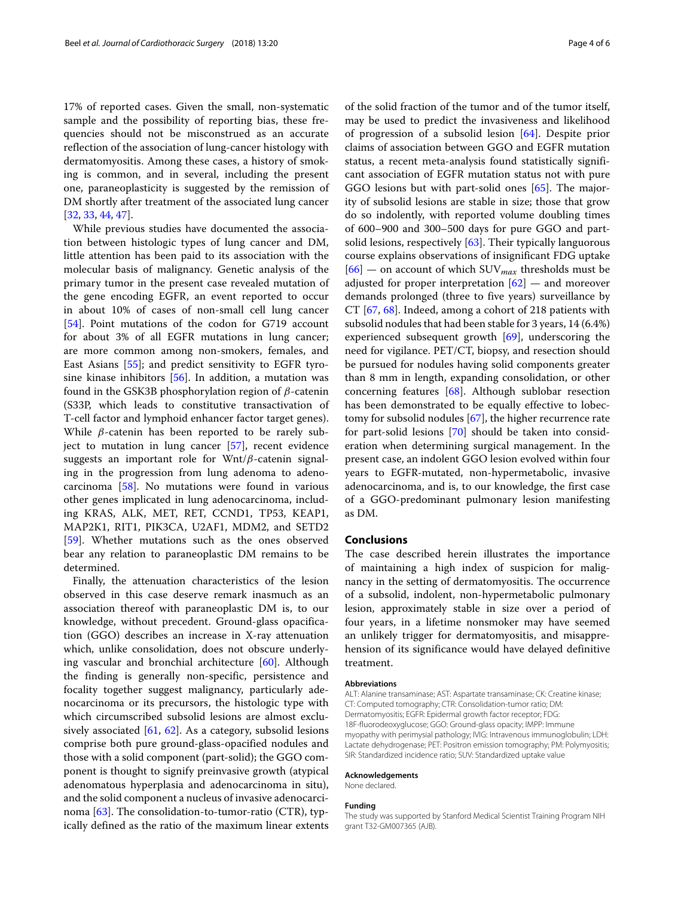17% of reported cases. Given the small, non-systematic sample and the possibility of reporting bias, these frequencies should not be misconstrued as an accurate reflection of the association of lung-cancer histology with dermatomyositis. Among these cases, a history of smoking is common, and in several, including the present one, paraneoplasticity is suggested by the remission of DM shortly after treatment of the associated lung cancer [32, 33, 44, 47].

While previous studies have documented the association between histologic types of lung cancer and DM, little attention has been paid to its association with the molecular basis of malignancy. Genetic analysis of the primary tumor in the present case revealed mutation of the gene encoding EGFR, an event reported to occur in about 10% of cases of non-small cell lung cancer [54]. Point mutations of the codon for G719 account for about 3% of all EGFR mutations in lung cancer; are more common among non-smokers, females, and East Asians [55]; and predict sensitivity to EGFR tyrosine kinase inhibitors [56]. In addition, a mutation was found in the GSK3B phosphorylation region of $\beta$-catenin (S33P, which leads to constitutive transactivation of T-cell factor and lymphoid enhancer factor target genes). While $\beta$-catenin has been reported to be rarely subject to mutation in lung cancer [57], recent evidence suggests an important role for Wnt/$\beta$-catenin signaling in the progression from lung adenoma to adenocarcinoma [58]. No mutations were found in various other genes implicated in lung adenocarcinoma, including KRAS, ALK, MET, RET, CCND1, TP53, KEAP1, MAP2K1, RIT1, PIK3CA, U2AF1, MDM2, and SETD2 [59]. Whether mutations such as the ones observed bear any relation to paraneoplastic DM remains to be determined.

Finally, the attenuation characteristics of the lesion observed in this case deserve remark inasmuch as an association thereof with paraneoplastic DM is, to our knowledge, without precedent. Ground-glass opacification (GGO) describes an increase in X-ray attenuation which, unlike consolidation, does not obscure underlying vascular and bronchial architecture [60]. Although the finding is generally non-specific, persistence and focality together suggest malignancy, particularly adenocarcinoma or its precursors, the histologic type with which circumscribed subsolid lesions are almost exclusively associated [61, 62]. As a category, subsolid lesions comprise both pure ground-glass-opacified nodules and those with a solid component (part-solid); the GGO component is thought to signify preinvasive growth (atypical adenomatous hyperplasia and adenocarcinoma in situ), and the solid component a nucleus of invasive adenocarcinoma [63]. The consolidation-to-tumor-ratio (CTR), typically defined as the ratio of the maximum linear extents of the solid fraction of the tumor and of the tumor itself, may be used to predict the invasiveness and likelihood of progression of a subsolid lesion [64]. Despite prior claims of association between GGO and EGFR mutation status, a recent meta-analysis found statistically significant association of EGFR mutation status not with pure GGO lesions but with part-solid ones [65]. The majority of subsolid lesions are stable in size; those that grow do so indolently, with reported volume doubling times of 600–900 and 300–500 days for pure GGO and part-solid lesions, respectively [63]. Their typically languorous course explains observations of insignificant FDG uptake [66] — on account of which $SUV_{max}$ thresholds must be adjusted for proper interpretation [62] — and moreover demands prolonged (three to five years) surveillance by CT [67, 68]. Indeed, among a cohort of 218 patients with subsolid nodules that had been stable for 3 years, 14 (6.4%) experienced subsequent growth [69], underscoring the need for vigilance. PET/CT, biopsy, and resection should be pursued for nodules having solid components greater than 8 mm in length, expanding consolidation, or other concerning features [68]. Although sublobar resection has been demonstrated to be equally effective to lobectomy for subsolid nodules [67], the higher recurrence rate for part-solid lesions [70] should be taken into consideration when determining surgical management. In the present case, an indolent GGO lesion evolved within four years to EGFR-mutated, non-hypermetabolic, invasive adenocarcinoma, and is, to our knowledge, the first case of a GGO-predominant pulmonary lesion manifesting as DM.

## Conclusions

The case described herein illustrates the importance of maintaining a high index of suspicion for malignancy in the setting of dermatomyositis. The occurrence of a subsolid, indolent, non-hypermetabolic pulmonary lesion, approximately stable in size over a period of four years, in a lifetime nonsmoker may have seemed an unlikely trigger for dermatomyositis, and misapprehension of its significance would have delayed definitive treatment.

#### Abbreviations

ALT: Alanine transaminase; AST: Aspartate transaminase; CK: Creatine kinase; CT: Computed tomography; CTR: Consolidation-tumor ratio; DM: Dermatomyositis; EGFR: Epidermal growth factor receptor; FDG: 18F-fluorodeoxyglucose; GGO: Ground-glass opacity; IMPP: Immune myopathy with perimysial pathology; IVIG: Intravenous immunoglobulin; LDH: Lactate dehydrogenase; PET: Positron emission tomography; PM: Polymyositis; SIR: Standardized incidence ratio; SUV: Standardized uptake value

#### Acknowledgements

None declared.

#### Funding

The study was supported by Stanford Medical Scientist Training Program NIH grant T32-GM007365 (AJB).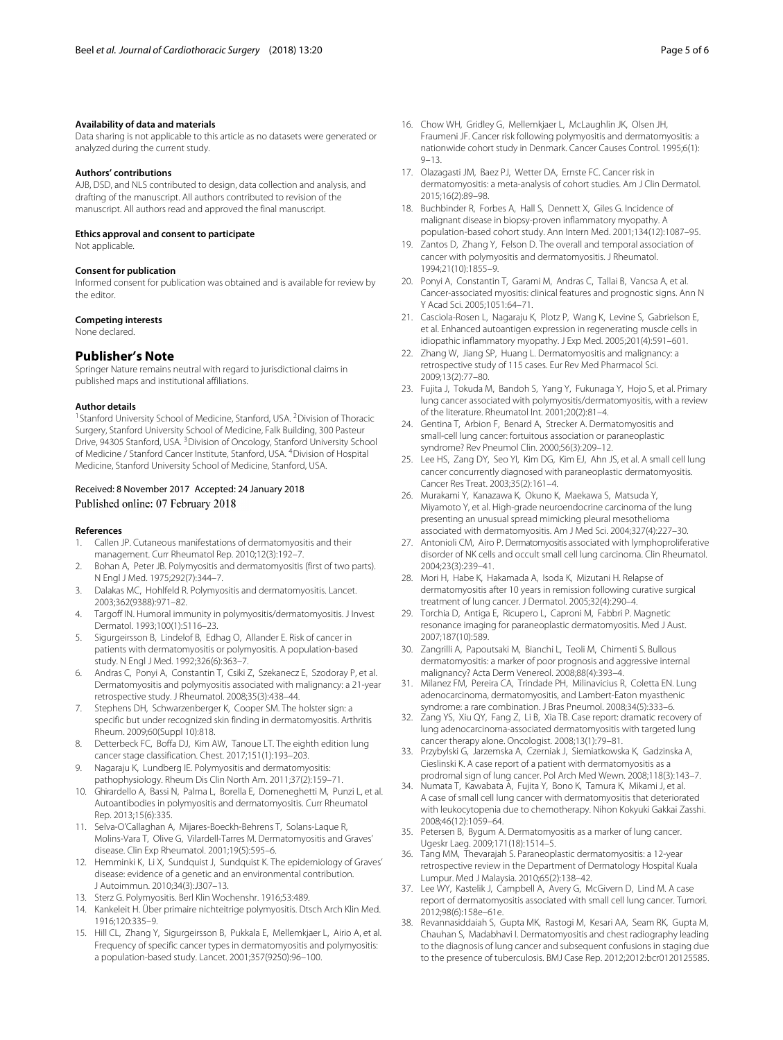#### Availability of data and materials

Data sharing is not applicable to this article as no datasets were generated or analyzed during the current study.

#### Authors' contributions

AJB, DSD, and NLS contributed to design, data collection and analysis, and drafting of the manuscript. All authors contributed to revision of the manuscript. All authors read and approved the final manuscript.

#### Ethics approval and consent to participate

Not applicable.

#### Consent for publication

Informed consent for publication was obtained and is available for review by the editor.

#### Competing interests

None declared.

## Publisher's Note

Springer Nature remains neutral with regard to jurisdictional claims in published maps and institutional affiliations.

#### Author details

[1]Stanford University School of Medicine, Stanford, USA. [2]Division of Thoracic Surgery, Stanford University School of Medicine, Falk Building, 300 Pasteur Drive, 94305 Stanford, USA. [3]Division of Oncology, Stanford University School of Medicine / Stanford Cancer Institute, Stanford, USA. [4]Division of Hospital Medicine, Stanford University School of Medicine, Stanford, USA.

Received: 8 November 2017 Accepted: 24 January 2018
Published online: 07 February 2018

#### References

1. Callen JP. Cutaneous manifestations of dermatomyositis and their management. Curr Rheumatol Rep. 2010;12(3):192–7.
2. Bohan A, Peter JB. Polymyositis and dermatomyositis (first of two parts). N Engl J Med. 1975;292(7):344–7.
3. Dalakas MC, Hohlfeld R. Polymyositis and dermatomyositis. Lancet. 2003;362(9388):971–82.
4. Targoff IN. Humoral immunity in polymyositis/dermatomyositis. J Invest Dermatol. 1993;100(1):S116–23.
5. Sigurgeirsson B, Lindelof B, Edhag O, Allander E. Risk of cancer in patients with dermatomyositis or polymyositis. A population-based study. N Engl J Med. 1992;326(6):363–7.
6. Andras C, Ponyi A, Constantin T, Csiki Z, Szekanecz E, Szodoray P, et al. Dermatomyositis and polymyositis associated with malignancy: a 21-year retrospective study. J Rheumatol. 2008;35(3):438–44.
7. Stephens DH, Schwarzenberger K, Cooper SM. The holster sign: a specific but under recognized skin finding in dermatomyositis. Arthritis Rheum. 2009;60(Suppl 10):818.
8. Detterbeck FC, Boffa DJ, Kim AW, Tanoue LT. The eighth edition lung cancer stage classification. Chest. 2017;151(1):193–203.
9. Nagaraju K, Lundberg IE. Polymyositis and dermatomyositis: pathophysiology. Rheum Dis Clin North Am. 2011;37(2):159–71.
10. Ghirardello A, Bassi N, Palma L, Borella E, Domeneghetti M, Punzi L, et al. Autoantibodies in polymyositis and dermatomyositis. Curr Rheumatol Rep. 2013;15(6):335.
11. Selva-O'Callaghan A, Mijares-Boeckh-Behrens T, Solans-Laque R, Molins-Vara T, Olive G, Vilardell-Tarres M. Dermatomyositis and Graves' disease. Clin Exp Rheumatol. 2001;19(5):595–6.
12. Hemminki K, Li X, Sundquist J, Sundquist K. The epidemiology of Graves' disease: evidence of a genetic and an environmental contribution. J Autoimmun. 2010;34(3):J307–13.
13. Sterz G. Polymyositis. Berl Klin Wochenshr. 1916;53:489.
14. Kankeleit H. Über primaire nichteitrige polymyositis. Dtsch Arch Klin Med. 1916;120:335–9.
15. Hill CL, Zhang Y, Sigurgeirsson B, Pukkala E, Mellemkjaer L, Airio A, et al. Frequency of specific cancer types in dermatomyositis and polymyositis: a population-based study. Lancet. 2001;357(9250):96–100.
16. Chow WH, Gridley G, Mellemkjaer L, McLaughlin JK, Olsen JH, Fraumeni JF. Cancer risk following polymyositis and dermatomyositis: a nationwide cohort study in Denmark. Cancer Causes Control. 1995;6(1): 9–13.
17. Olazagasti JM, Baez PJ, Wetter DA, Ernste FC. Cancer risk in dermatomyositis: a meta-analysis of cohort studies. Am J Clin Dermatol. 2015;16(2):89–98.
18. Buchbinder R, Forbes A, Hall S, Dennett X, Giles G. Incidence of malignant disease in biopsy-proven inflammatory myopathy. A population-based cohort study. Ann Intern Med. 2001;134(12):1087–95.
19. Zantos D, Zhang Y, Felson D. The overall and temporal association of cancer with polymyositis and dermatomyositis. J Rheumatol. 1994;21(10):1855–9.
20. Ponyi A, Constantin T, Garami M, Andras C, Tallai B, Vancsa A, et al. Cancer-associated myositis: clinical features and prognostic signs. Ann N Y Acad Sci. 2005;1051:64–71.
21. Casciola-Rosen L, Nagaraju K, Plotz P, Wang K, Levine S, Gabrielson E, et al. Enhanced autoantigen expression in regenerating muscle cells in idiopathic inflammatory myopathy. J Exp Med. 2005;201(4):591–601.
22. Zhang W, Jiang SP, Huang L. Dermatomyositis and malignancy: a retrospective study of 115 cases. Eur Rev Med Pharmacol Sci. 2009;13(2):77–80.
23. Fujita J, Tokuda M, Bandoh S, Yang Y, Fukunaga Y, Hojo S, et al. Primary lung cancer associated with polymyositis/dermatomyositis, with a review of the literature. Rheumatol Int. 2001;20(2):81–4.
24. Gentina T, Arbion F, Benard A, Strecker A. Dermatomyositis and small-cell lung cancer: fortuitous association or paraneoplastic syndrome? Rev Pneumol Clin. 2000;56(3):209–12.
25. Lee HS, Zang DY, Seo YI, Kim DG, Kim EJ, Ahn JS, et al. A small cell lung cancer concurrently diagnosed with paraneoplastic dermatomyositis. Cancer Res Treat. 2003;35(2):161–4.
26. Murakami Y, Kanazawa K, Okuno K, Maekawa S, Matsuda Y, Miyamoto Y, et al. High-grade neuroendocrine carcinoma of the lung presenting an unusual spread mimicking pleural mesothelioma associated with dermatomyositis. Am J Med Sci. 2004;327(4):227–30.
27. Antonioli CM, Airo P. Dermatomyositis associated with lymphoproliferative disorder of NK cells and occult small cell lung carcinoma. Clin Rheumatol. 2004;23(3):239–41.
28. Mori H, Habe K, Hakamada A, Isoda K, Mizutani H. Relapse of dermatomyositis after 10 years in remission following curative surgical treatment of lung cancer. J Dermatol. 2005;32(4):290–4.
29. Torchia D, Antiga E, Ricupero L, Caproni M, Fabbri P. Magnetic resonance imaging for paraneoplastic dermatomyositis. Med J Aust. 2007;187(10):589.
30. Zangrilli A, Papoutsaki M, Bianchi L, Teoli M, Chimenti S. Bullous dermatomyositis: a marker of poor prognosis and aggressive internal malignancy? Acta Derm Venereol. 2008;88(4):393–4.
31. Milanez FM, Pereira CA, Trindade PH, Milinavicius R, Coletta EN. Lung adenocarcinoma, dermatomyositis, and Lambert-Eaton myasthenic syndrome: a rare combination. J Bras Pneumol. 2008;34(5):333–6.
32. Zang YS, Xiu QY, Fang Z, Li B, Xia TB. Case report: dramatic recovery of lung adenocarcinoma-associated dermatomyositis with targeted lung cancer therapy alone. Oncologist. 2008;13(1):79–81.
33. Przybylski G, Jarzemska A, Czerniak J, Siemiatkowska K, Gadzinska A, Cieslinski K. A case report of a patient with dermatomyositis as a prodromal sign of lung cancer. Pol Arch Med Wewn. 2008;118(3):143–7.
34. Numata T, Kawabata A, Fujita Y, Bono K, Tamura K, Mikami J, et al. A case of small cell lung cancer with dermatomyositis that deteriorated with leukocytopenia due to chemotherapy. Nihon Kokyuki Gakkai Zasshi. 2008;46(12):1059–64.
35. Petersen B, Bygum A. Dermatomyositis as a marker of lung cancer. Ugeskr Laeg. 2009;171(18):1514–5.
36. Tang MM, Thevarajah S. Paraneoplastic dermatomyositis: a 12-year retrospective review in the Department of Dermatology Hospital Kuala Lumpur. Med J Malaysia. 2010;65(2):138–42.
37. Lee WY, Kastelik J, Campbell A, Avery G, McGivern D, Lind M. A case report of dermatomyositis associated with small cell lung cancer. Tumori. 2012;98(6):158e–61e.
38. Revannasiddaiah S, Gupta MK, Rastogi M, Kesari AA, Seam RK, Gupta M, Chauhan S, Madabhavi I. Dermatomyositis and chest radiography leading to the diagnosis of lung cancer and subsequent confusions in staging due to the presence of tuberculosis. BMJ Case Rep. 2012;2012:bcr0120125585.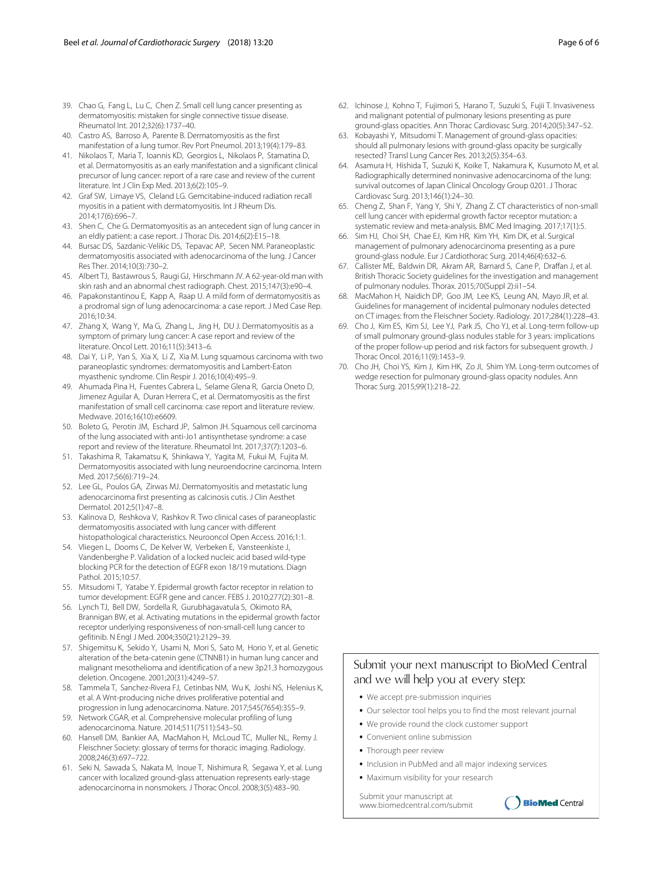39. Chao G, Fang L, Lu C, Chen Z. Small cell lung cancer presenting as dermatomyositis: mistaken for single connective tissue disease. Rheumatol Int. 2012;32(6):1737–40.
40. Castro AS, Barroso A, Parente B. Dermatomyositis as the first manifestation of a lung tumor. Rev Port Pneumol. 2013;19(4):179–83.
41. Nikolaos T, Maria T, Ioannis KD, Georgios L, Nikolaos P, Stamatina D, et al. Dermatomyositis as an early manifestation and a significant clinical precursor of lung cancer: report of a rare case and review of the current literature. Int J Clin Exp Med. 2013;6(2):105–9.
42. Graf SW, Limaye VS, Cleland LG. Gemcitabine-induced radiation recall myositis in a patient with dermatomyositis. Int J Rheum Dis. 2014;17(6):696–7.
43. Shen C, Che G. Dermatomyositis as an antecedent sign of lung cancer in an eldly patient: a case report. J Thorac Dis. 2014;6(2):E15–18.
44. Bursac DS, Sazdanic-Velikic DS, Tepavac AP, Secen NM. Paraneoplastic dermatomyositis associated with adenocarcinoma of the lung. J Cancer Res Ther. 2014;10(3):730–2.
45. Albert TJ, Bastawrous S, Raugi GJ, Hirschmann JV. A 62-year-old man with skin rash and an abnormal chest radiograph. Chest. 2015;147(3):e90–4.
46. Papakonstantinou E, Kapp A, Raap U. A mild form of dermatomyositis as a prodromal sign of lung adenocarcinoma: a case report. J Med Case Rep. 2016;10:34.
47. Zhang X, Wang Y, Ma G, Zhang L, Jing H, DU J. Dermatomyositis as a symptom of primary lung cancer: A case report and review of the literature. Oncol Lett. 2016;11(5):3413–6.
48. Dai Y, Li P, Yan S, Xia X, Li Z, Xia M. Lung squamous carcinoma with two paraneoplastic syndromes: dermatomyositis and Lambert-Eaton myasthenic syndrome. Clin Respir J. 2016;10(4):495–9.
49. Ahumada Pina H, Fuentes Cabrera L, Selame Glena R, Garcia Oneto D, Jimenez Aguilar A, Duran Herrera C, et al. Dermatomyositis as the first manifestation of small cell carcinoma: case report and literature review. Medwave. 2016;16(10):e6609.
50. Boleto G, Perotin JM, Eschard JP, Salmon JH. Squamous cell carcinoma of the lung associated with anti-Jo1 antisynthetase syndrome: a case report and review of the literature. Rheumatol Int. 2017;37(7):1203–6.
51. Takashima R, Takamatsu K, Shinkawa Y, Yagita M, Fukui M, Fujita M. Dermatomyositis associated with lung neuroendocrine carcinoma. Intern Med. 2017;56(6):719–24.
52. Lee GL, Poulos GA, Zirwas MJ. Dermatomyositis and metastatic lung adenocarcinoma first presenting as calcinosis cutis. J Clin Aesthet Dermatol. 2012;5(1):47–8.
53. Kalinova D, Reshkova V, Rashkov R. Two clinical cases of paraneoplastic dermatomyositis associated with lung cancer with different histopathological characteristics. Neurooncol Open Access. 2016;1:1.
54. Vliegen L, Dooms C, De Kelver W, Verbeken E, Vansteenkiste J, Vandenberghe P. Validation of a locked nucleic acid based wild-type blocking PCR for the detection of EGFR exon 18/19 mutations. Diagn Pathol. 2015;10:57.
55. Mitsudomi T, Yatabe Y. Epidermal growth factor receptor in relation to tumor development: EGFR gene and cancer. FEBS J. 2010;277(2):301–8.
56. Lynch TJ, Bell DW, Sordella R, Gurubhagavatula S, Okimoto RA, Brannigan BW, et al. Activating mutations in the epidermal growth factor receptor underlying responsiveness of non-small-cell lung cancer to gefitinib. N Engl J Med. 2004;350(21):2129–39.
57. Shigemitsu K, Sekido Y, Usami N, Mori S, Sato M, Horio Y, et al. Genetic alteration of the beta-catenin gene (CTNNB1) in human lung cancer and malignant mesothelioma and identification of a new 3p21.3 homozygous deletion. Oncogene. 2001;20(31):4249–57.
58. Tammela T, Sanchez-Rivera FJ, Cetinbas NM, Wu K, Joshi NS, Helenius K, et al. A Wnt-producing niche drives proliferative potential and progression in lung adenocarcinoma. Nature. 2017;545(7654):355–9.
59. Network CGAR, et al. Comprehensive molecular profiling of lung adenocarcinoma. Nature. 2014;511(7511):543–50.
60. Hansell DM, Bankier AA, MacMahon H, McLoud TC, Muller NL, Remy J. Fleischner Society: glossary of terms for thoracic imaging. Radiology. 2008;246(3):697–722.
61. Seki N, Sawada S, Nakata M, Inoue T, Nishimura R, Segawa Y, et al. Lung cancer with localized ground-glass attenuation represents early-stage adenocarcinoma in nonsmokers. J Thorac Oncol. 2008;3(5):483–90.
62. Ichinose J, Kohno T, Fujimori S, Harano T, Suzuki S, Fujii T. Invasiveness and malignant potential of pulmonary lesions presenting as pure ground-glass opacities. Ann Thorac Cardiovasc Surg. 2014;20(5):347–52.
63. Kobayashi Y, Mitsudomi T. Management of ground-glass opacities: should all pulmonary lesions with ground-glass opacity be surgically resected? Transl Lung Cancer Res. 2013;2(5):354–63.
64. Asamura H, Hishida T, Suzuki K, Koike T, Nakamura K, Kusumoto M, et al. Radiographically determined noninvasive adenocarcinoma of the lung: survival outcomes of Japan Clinical Oncology Group 0201. J Thorac Cardiovasc Surg. 2013;146(1):24–30.
65. Cheng Z, Shan F, Yang Y, Shi Y, Zhang Z. CT characteristics of non-small cell lung cancer with epidermal growth factor receptor mutation: a systematic review and meta-analysis. BMC Med Imaging. 2017;17(1):5.
66. Sim HJ, Choi SH, Chae EJ, Kim HR, Kim YH, Kim DK, et al. Surgical management of pulmonary adenocarcinoma presenting as a pure ground-glass nodule. Eur J Cardiothorac Surg. 2014;46(4):632–6.
67. Callister ME, Baldwin DR, Akram AR, Barnard S, Cane P, Draffan J, et al. British Thoracic Society guidelines for the investigation and management of pulmonary nodules. Thorax. 2015;70(Suppl 2):ii1–54.
68. MacMahon H, Naidich DP, Goo JM, Lee KS, Leung AN, Mayo JR, et al. Guidelines for management of incidental pulmonary nodules detected on CT images: from the Fleischner Society. Radiology. 2017;284(1):228–43.
69. Cho J, Kim ES, Kim SJ, Lee YJ, Park JS, Cho YJ, et al. Long-term follow-up of small pulmonary ground-glass nodules stable for 3 years: implications of the proper follow-up period and risk factors for subsequent growth. J Thorac Oncol. 2016;11(9):1453–9.
70. Cho JH, Choi YS, Kim J, Kim HK, Zo JI, Shim YM. Long-term outcomes of wedge resection for pulmonary ground-glass opacity nodules. Ann Thorac Surg. 2015;99(1):218–22.

Submit your next manuscript to BioMed Central and we will help you at every step:

- We accept pre-submission inquiries
- Our selector tool helps you to find the most relevant journal
- We provide round the clock customer support
- Convenient online submission
- Thorough peer review
- Inclusion in PubMed and all major indexing services
- Maximum visibility for your research

Submit your manuscript at www.biomedcentral.com/submit

BioMed Central